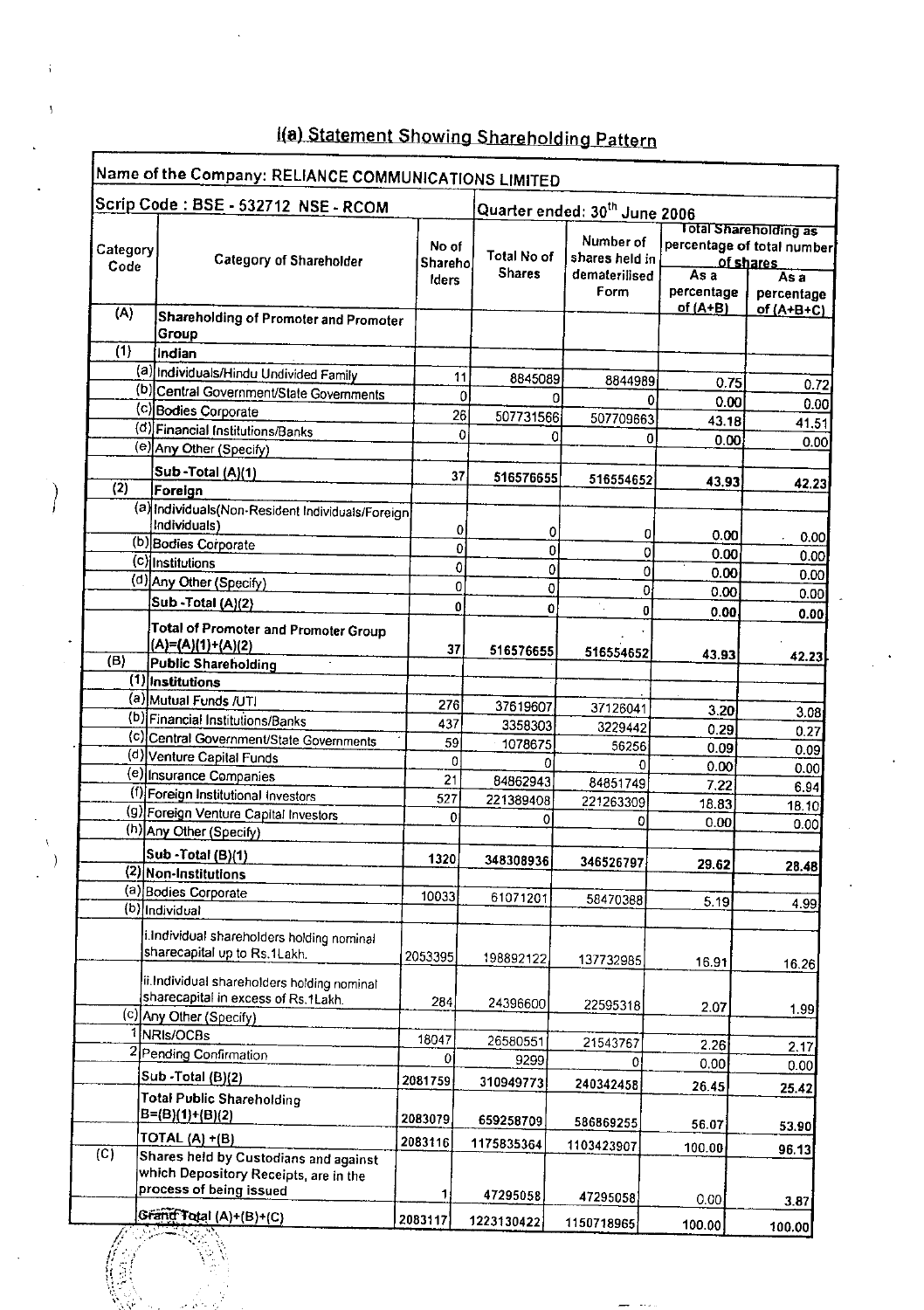# I(a) Statement Showing Shareholding Pattern

| Name of the Company: RELIANCE COMMUNICATIONS LIMITED | | | | | | |
|---|---|---|---|---|---|---|
| Scrip Code : BSE - 532712 NSE - RCOM | | | Quarter ended: 30th June 2006 | | | |
| Category Code | Category of Shareholder | No of Shareholders | Total No of Shares | Number of shares held in dematerilised Form | Total Shareholding as percentage of total number of shares | |
| | | | | | As a percentage of (A+B) | As a percentage of (A+B+C) |
| (A) | Shareholding of Promoter and Promoter Group | | | | | |
| (1) | Indian | | | | | |
| (a) | Individuals/Hindu Undivided Family | 11 | 8845089 | 8844989 | 0.75 | 0.72 |
| (b) | Central Government/State Governments | 0 | 0 | 0 | 0.00 | 0.00 |
| (c) | Bodies Corporate | 26 | 507731566 | 507709663 | 43.18 | 41.51 |
| (d) | Financial Institutions/Banks | 0 | 0 | 0 | 0.00 | 0.00 |
| (e) | Any Other (Specify) | | | | | |
| | Sub -Total (A)(1) | 37 | 516576655 | 516554652 | 43.93 | 42.23 |
| (2) | Foreign | | | | | |
| (a) | Individuals(Non-Resident Individuals/Foreign Individuals) | 0 | 0 | 0 | 0.00 | 0.00 |
| (b) | Bodies Corporate | 0 | 0 | 0 | 0.00 | 0.00 |
| (c) | Institutions | 0 | 0 | 0 | 0.00 | 0.00 |
| (d) | Any Other (Specify) | 0 | 0 | 0 | 0.00 | 0.00 |
| | Sub -Total (A)(2) | 0 | 0 | 0 | 0.00 | 0.00 |
| | Total of Promoter and Promoter Group (A)=(A)(1)+(A)(2) | 37 | 516576655 | 516554652 | 43.93 | 42.23 |
| (B) | Public Shareholding | | | | | |
| (1) | Institutions | | | | | |
| (a) | Mutual Funds /UTI | 276 | 37619607 | 37126041 | 3.20 | 3.08 |
| (b) | Financial Institutions/Banks | 437 | 3358303 | 3229442 | 0.29 | 0.27 |
| (c) | Central Government/State Governments | 59 | 1078675 | 56256 | 0.09 | 0.09 |
| (d) | Venture Capital Funds | 0 | 0 | 0 | 0.00 | 0.00 |
| (e) | Insurance Companies | 21 | 84862943 | 84851749 | 7.22 | 6.94 |
| (f) | Foreign Institutional Investors | 527 | 221389408 | 221263309 | 18.83 | 18.10 |
| (g) | Foreign Venture Capital Investors | 0 | 0 | 0 | 0.00 | 0.00 |
| (h) | Any Other (Specify) | | | | | |
| | Sub -Total (B)(1) | 1320 | 348308936 | 346526797 | 29.62 | 28.48 |
| (2) | Non-Institutions | | | | | |
| (a) | Bodies Corporate | 10033 | 61071201 | 58470388 | 5.19 | 4.99 |
| (b) | Individual | | | | | |
| | i.Individual shareholders holding nominal sharecapital up to Rs.1Lakh. | 2053395 | 198892122 | 137732985 | 16.91 | 16.26 |
| | ii.Individual shareholders holding nominal sharecapital in excess of Rs.1Lakh. | 284 | 24396600 | 22595318 | 2.07 | 1.99 |
| (c) | Any Other (Specify) | | | | | |
| 1 | NRIs/OCBs | 18047 | 26580551 | 21543767 | 2.26 | 2.17 |
| 2 | Pending Confirmation | 0 | 9299 | 0 | 0.00 | 0.00 |
| | Sub -Total (B)(2) | 2081759 | 310949773 | 240342458 | 26.45 | 25.42 |
| | Total Public Shareholding B=(B)(1)+(B)(2) | 2083079 | 659258709 | 586869255 | 56.07 | 53.90 |
| | TOTAL (A) +(B) | 2083116 | 1175835364 | 1103423907 | 100.00 | 96.13 |
| (C) | Shares held by Custodians and against which Depository Receipts, are in the process of being issued | 1 | 47295058 | 47295058 | 0.00 | 3.87 |
| | Grand Total (A)+(B)+(C) | 2083117 | 1223130422 | 1150718965 | 100.00 | 100.00 |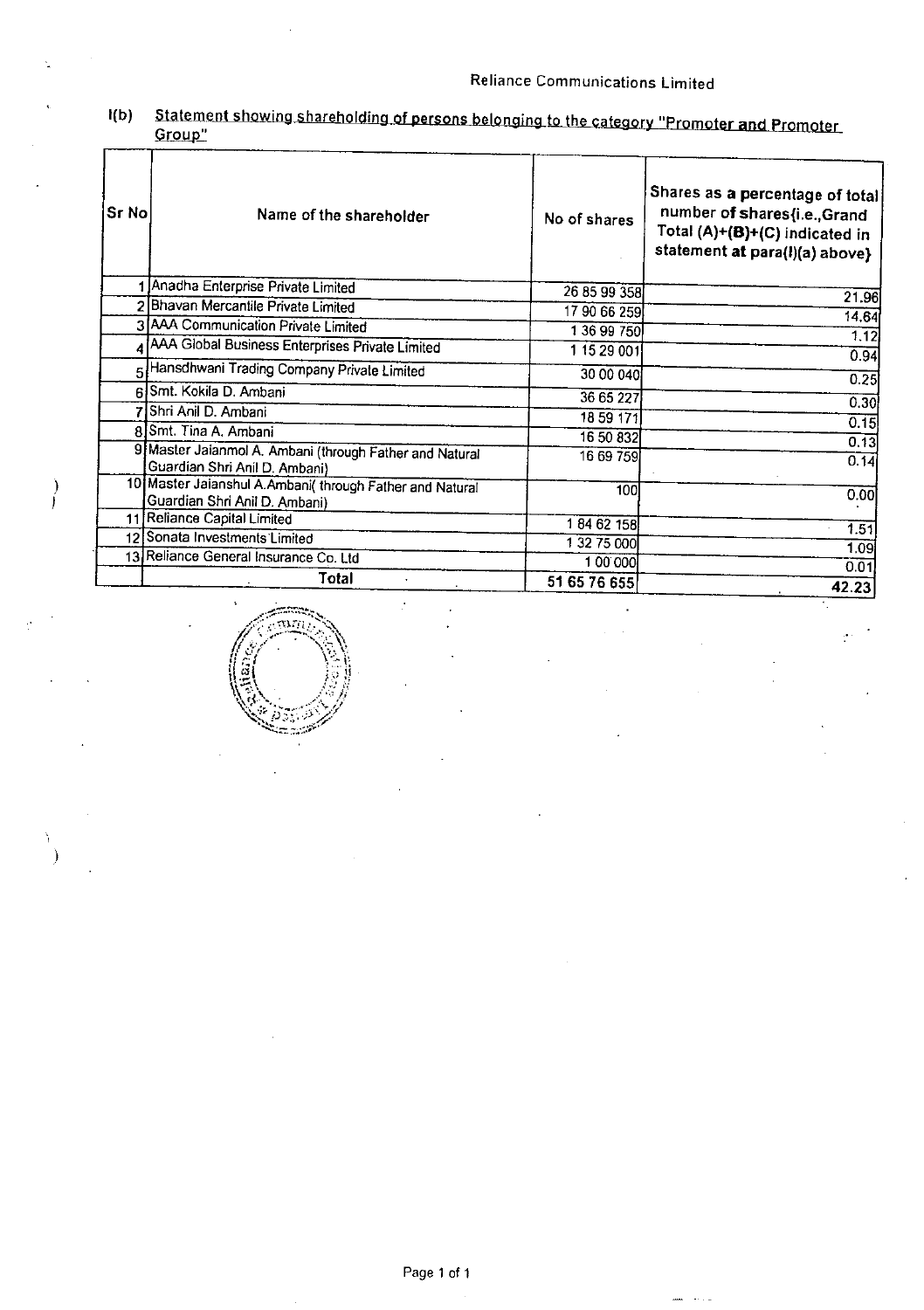Reliance Communications Limited

## I(b) Statement showing shareholding of persons belonging to the category "Promoter and Promoter Group"

| Sr No | Name of the shareholder | No of shares | Shares as a percentage of total number of shares{i.e.,Grand Total (A)+(B)+(C) indicated in statement at para(I)(a) above} |
|---|---|---|---|
| 1 | Anadha Enterprise Private Limited | 26 85 99 358 | 21.96 |
| 2 | Bhavan Mercantile Private Limited | 17 90 66 259 | 14.64 |
| 3 | AAA Communication Private Limited | 1 36 99 750 | 1.12 |
| 4 | AAA Global Business Enterprises Private Limited | 1 15 29 001 | 0.94 |
| 5 | Hansdhwani Trading Company Private Limited | 30 00 040 | 0.25 |
| 6 | Smt. Kokila D. Ambani | 36 65 227 | 0.30 |
| 7 | Shri Anil D. Ambani | 18 59 171 | 0.15 |
| 8 | Smt. Tina A. Ambani | 16 50 832 | 0.13 |
| 9 | Master Jaianmol A. Ambani (through Father and Natural Guardian Shri Anil D. Ambani) | 16 69 759 | 0.14 |
| 10 | Master Jaianshul A.Ambani( through Father and Natural Guardian Shri Anil D. Ambani) | 100 | 0.00 |
| 11 | Reliance Capital Limited | 1 84 62 158 | 1.51 |
| 12 | Sonata Investments Limited | 1 32 75 000 | 1.09 |
| 13 | Reliance General Insurance Co. Ltd | 1 00 000 | 0.01 |
| | **Total** | **51 65 76 655** | **42.23** |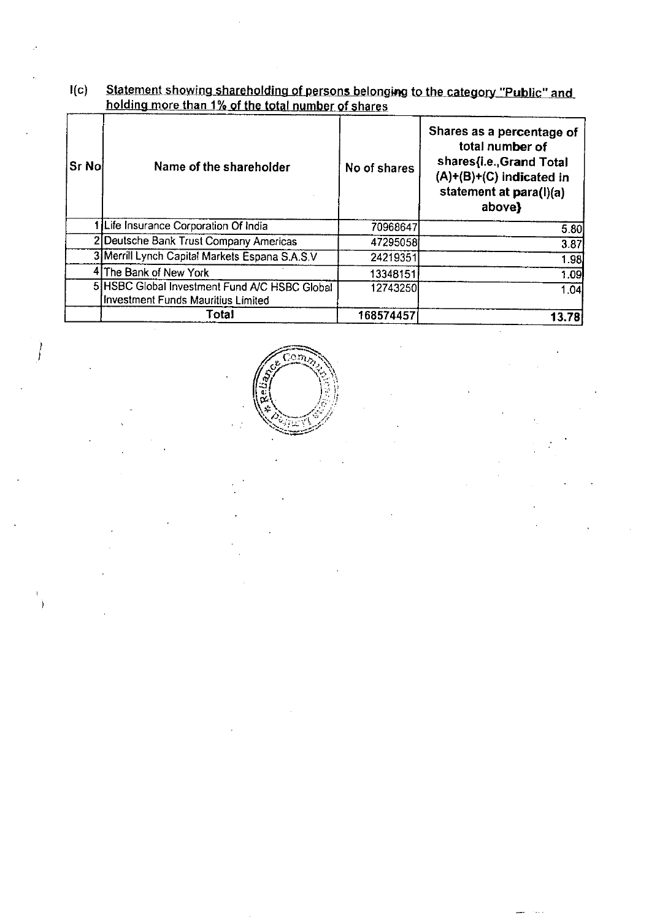I(c) Statement showing shareholding of persons belonging to the category "Public" and holding more than 1% of the total number of shares

| Sr No | Name of the shareholder | No of shares | Shares as a percentage of total number of shares{i.e.,Grand Total (A)+(B)+(C) indicated in statement at para(I)(a) above} |
|---|---|---|---|
| 1 | Life Insurance Corporation Of India | 70968647 | 5.80 |
| 2 | Deutsche Bank Trust Company Americas | 47295058 | 3.87 |
| 3 | Merrill Lynch Capital Markets Espana S.A.S.V | 24219351 | 1.98 |
| 4 | The Bank of New York | 13348151 | 1.09 |
| 5 | HSBC Global Investment Fund A/C HSBC Global Investment Funds Mauritius Limited | 12743250 | 1.04 |
| | **Total** | **168574457** | **13.78** |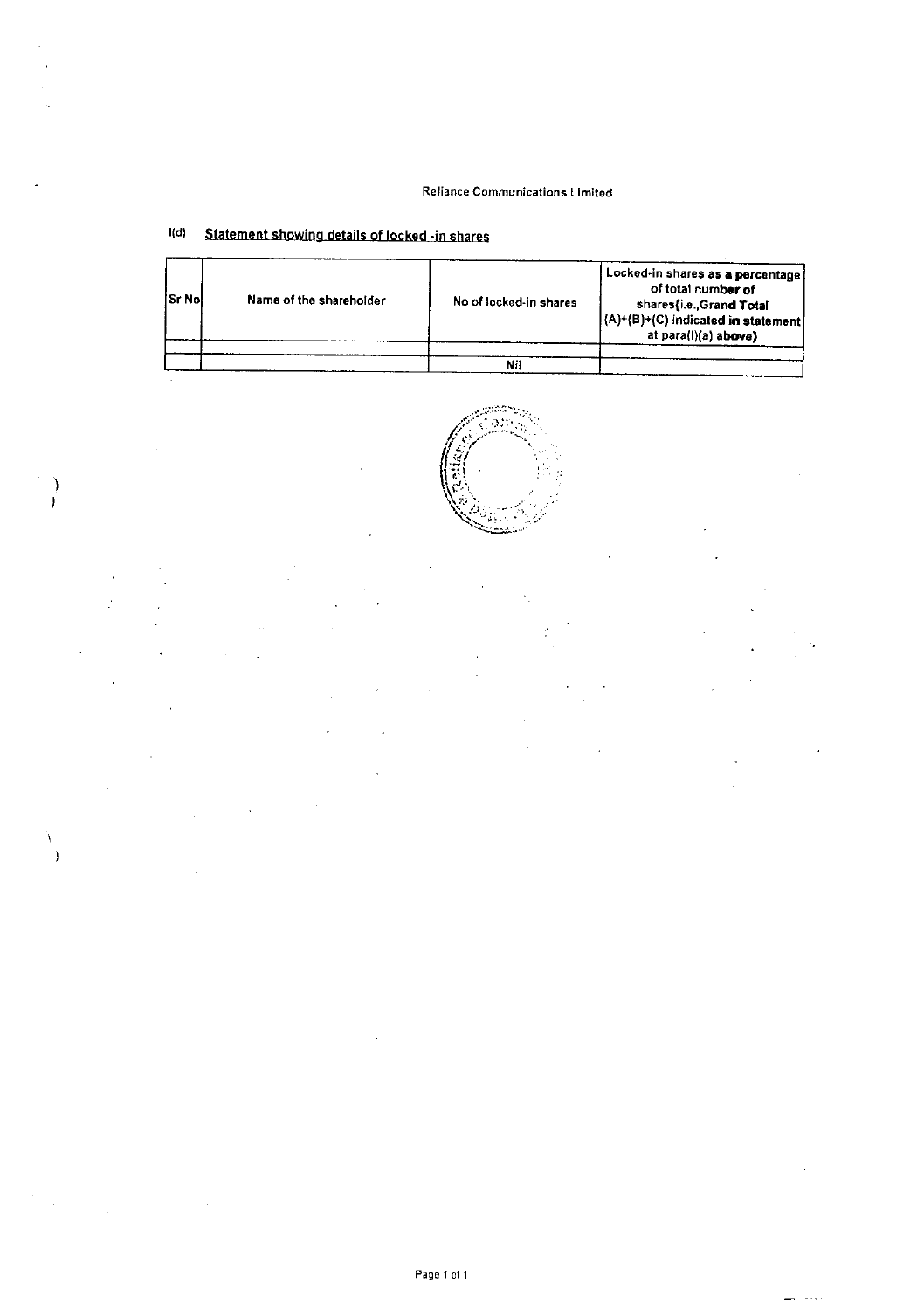Reliance Communications Limited

## I(d) Statement showing details of locked -in shares

| Sr No | Name of the shareholder | No of locked-in shares | Locked-in shares as a percentage of total number of shares(i.e.,Grand Total (A)+(B)+(C) indicated in statement at para(I)(a) above) |
|---|---|---|---|
| | | | |
| | | Nil | |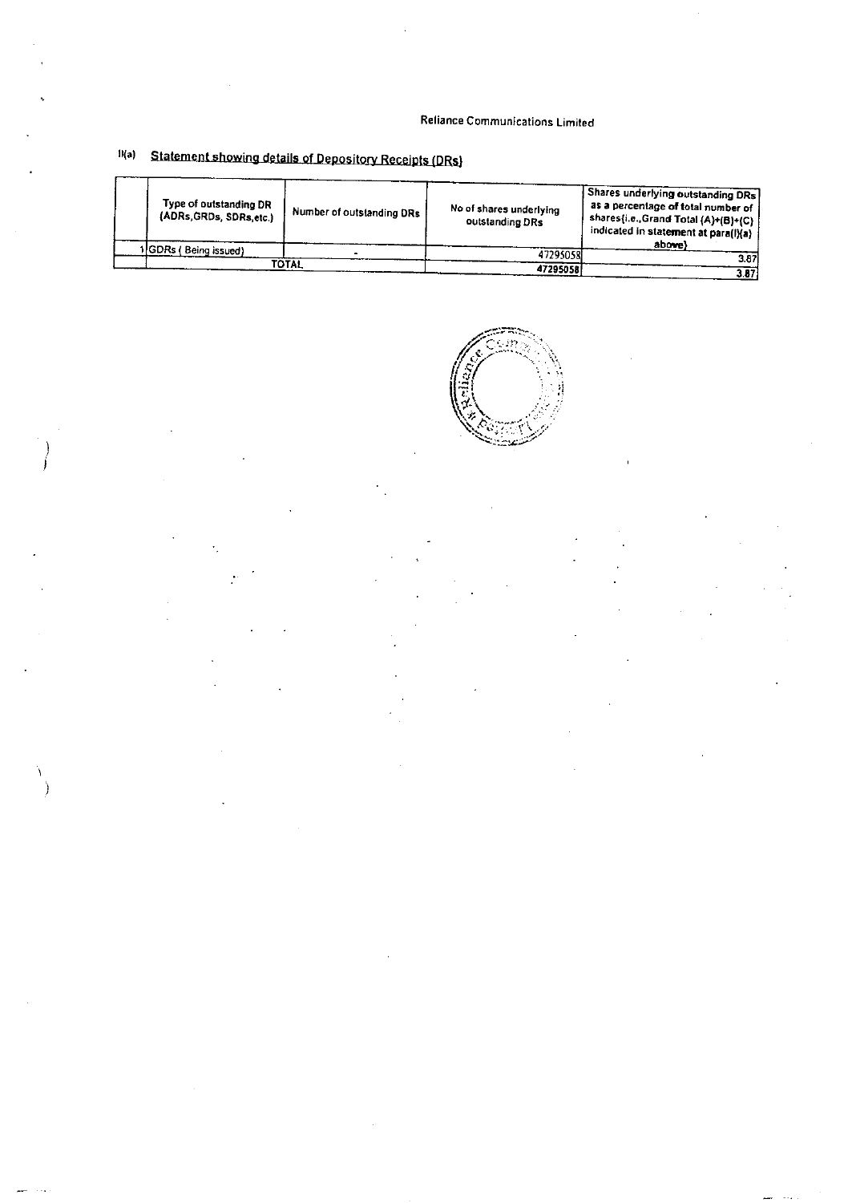Reliance Communications Limited

## II(a) Statement showing details of Depository Receipts (DRs)

| | Type of outstanding DR (ADRs,GRDs, SDRs,etc.) | Number of outstanding DRs | No of shares underlying outstanding DRs | Shares underlying outstanding DRs as a percentage of total number of shares(i.e.,Grand Total (A)+(B)+(C) indicated in statement at para(I)(a) above) |
|---|---|---|---|---|
| 1 | GDRs ( Being issued) | - | 47295058 | 3.87 |
| | TOTAL | | 47295058 | 3.87 |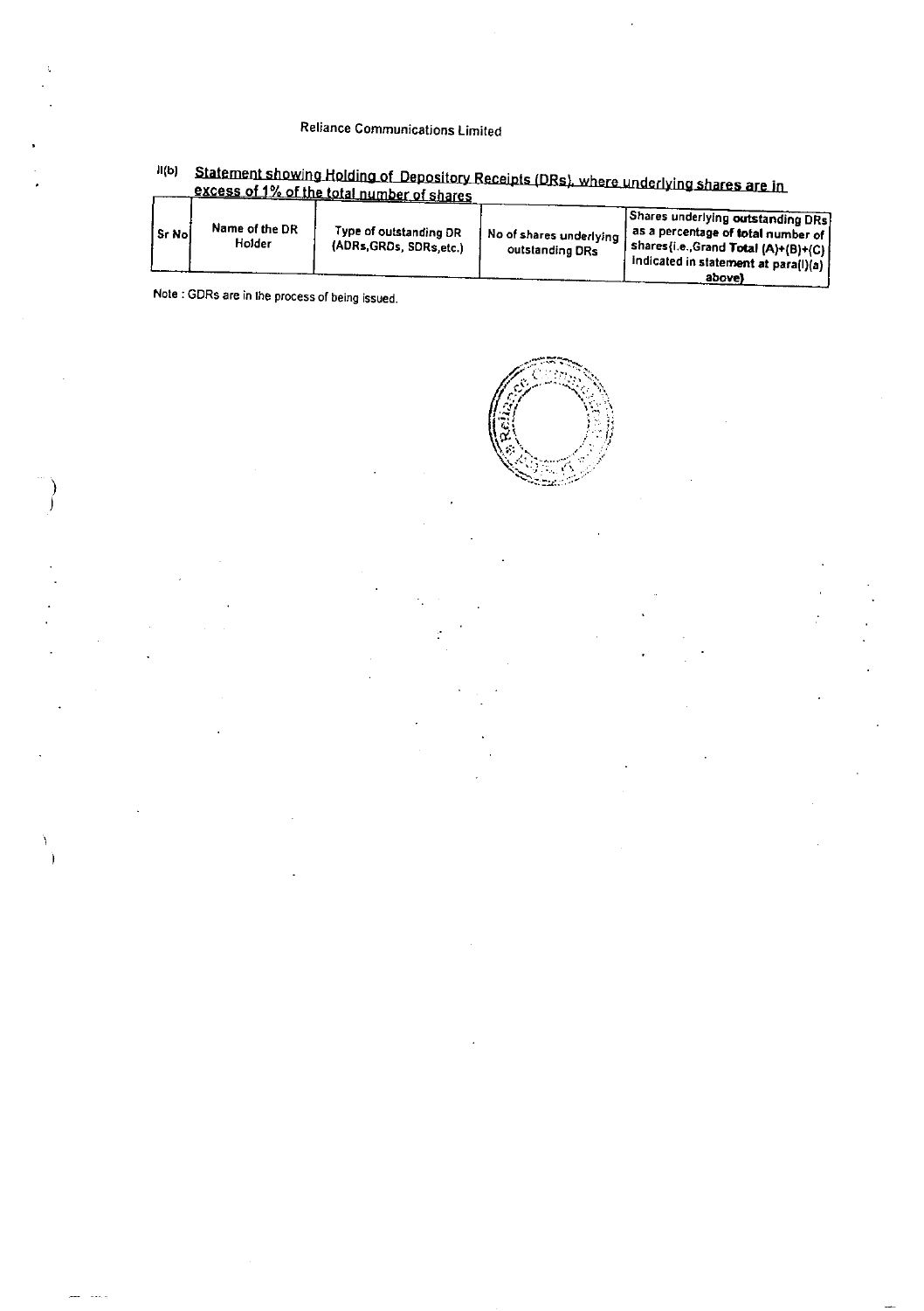Reliance Communications Limited

II(b) **Statement showing Holding of Depository Receipts (DRs), where underlying shares are in excess of 1% of the total number of shares**

| Sr No | Name of the DR Holder | Type of outstanding DR (ADRs,GRDs, SDRs,etc.) | No of shares underlying outstanding DRs | Shares underlying outstanding DRs as a percentage of total number of shares(i.e.,Grand Total (A)+(B)+(C) indicated in statement at para(I)(a) above) |
|---|---|---|---|---|

Note : GDRs are in the process of being issued.